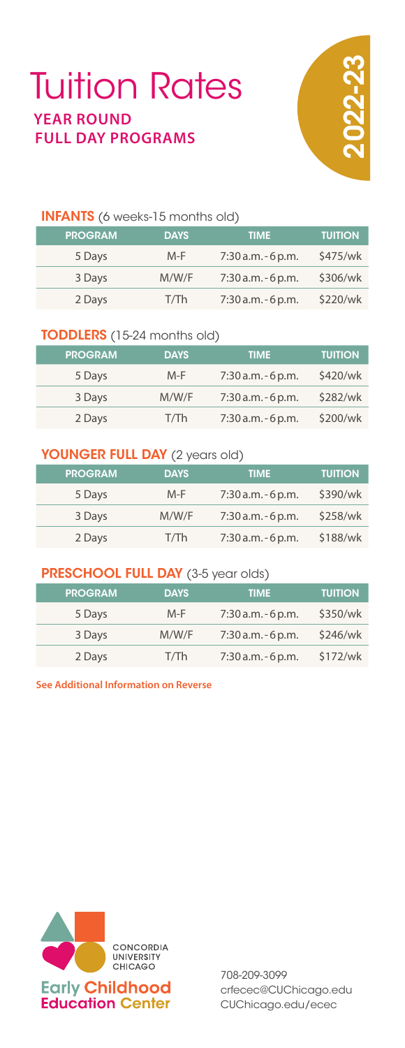# Tuition Rates

## YEAR ROUND FULL DAY PROGRAMS

**2022-23**

### INFANTS (6 weeks-15 months old)

| PROGRAM | DAYS | TIME | TUITION |
|---|---|---|---|
| 5 Days | M-F | 7:30 a.m. - 6 p.m. | $475/wk |
| 3 Days | M/W/F | 7:30 a.m. - 6 p.m. | $306/wk |
| 2 Days | T/Th | 7:30 a.m. - 6 p.m. | $220/wk |

### TODDLERS (15-24 months old)

| PROGRAM | DAYS | TIME | TUITION |
|---|---|---|---|
| 5 Days | M-F | 7:30 a.m. - 6 p.m. | $420/wk |
| 3 Days | M/W/F | 7:30 a.m. - 6 p.m. | $282/wk |
| 2 Days | T/Th | 7:30 a.m. - 6 p.m. | $200/wk |

### YOUNGER FULL DAY (2 years old)

| PROGRAM | DAYS | TIME | TUITION |
|---|---|---|---|
| 5 Days | M-F | 7:30 a.m. - 6 p.m. | $390/wk |
| 3 Days | M/W/F | 7:30 a.m. - 6 p.m. | $258/wk |
| 2 Days | T/Th | 7:30 a.m. - 6 p.m. | $188/wk |

### PRESCHOOL FULL DAY (3-5 year olds)

| PROGRAM | DAYS | TIME | TUITION |
|---|---|---|---|
| 5 Days | M-F | 7:30 a.m. - 6 p.m. | $350/wk |
| 3 Days | M/W/F | 7:30 a.m. - 6 p.m. | $246/wk |
| 2 Days | T/Th | 7:30 a.m. - 6 p.m. | $172/wk |

**See Additional Information on Reverse**

CONCORDIA UNIVERSITY CHICAGO

**Early Childhood Education Center**

708-209-3099
crfecec@CUChicago.edu
CUChicago.edu/ecec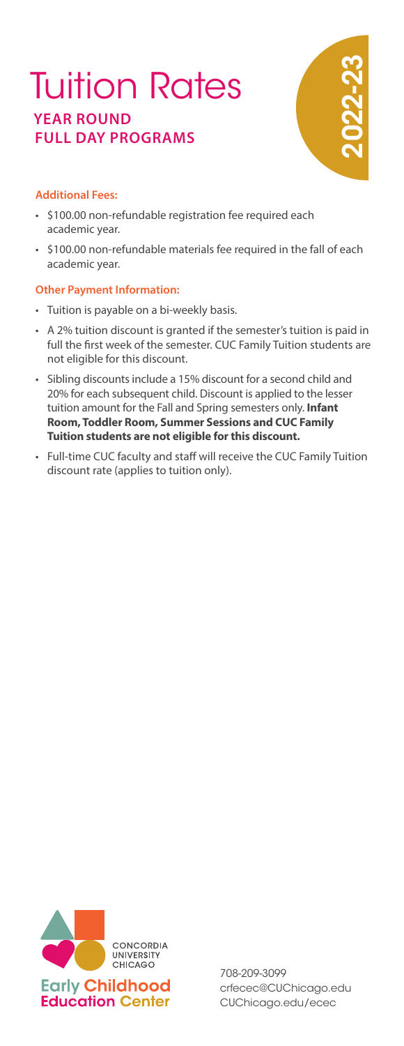# Tuition Rates

## YEAR ROUND FULL DAY PROGRAMS

2022-23

### Additional Fees:

- $100.00 non-refundable registration fee required each academic year.
- $100.00 non-refundable materials fee required in the fall of each academic year.

### Other Payment Information:

- Tuition is payable on a bi-weekly basis.
- A 2% tuition discount is granted if the semester's tuition is paid in full the first week of the semester. CUC Family Tuition students are not eligible for this discount.
- Sibling discounts include a 15% discount for a second child and 20% for each subsequent child. Discount is applied to the lesser tuition amount for the Fall and Spring semesters only. **Infant Room, Toddler Room, Summer Sessions and CUC Family Tuition students are not eligible for this discount.**
- Full-time CUC faculty and staff will receive the CUC Family Tuition discount rate (applies to tuition only).

CONCORDIA UNIVERSITY CHICAGO

Early Childhood Education Center

708-209-3099
crfecec@CUChicago.edu
CUChicago.edu/ecec